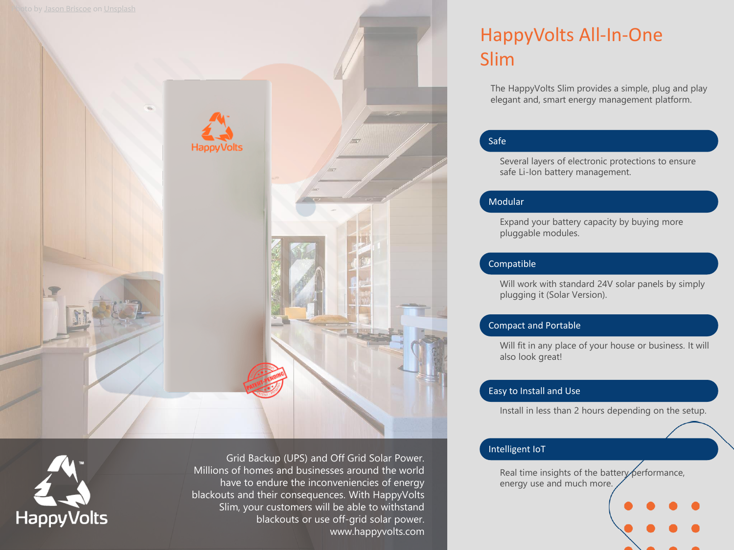Photo by Jason Briscoe on Unsplash

# HappyVolts All-In-One Slim

The HappyVolts Slim provides a simple, plug and play elegant and, smart energy management platform.

## Safe

Several layers of electronic protections to ensure safe Li-Ion battery management.

## Modular

Expand your battery capacity by buying more pluggable modules.

## Compatible

Will work with standard 24V solar panels by simply plugging it (Solar Version).

## Compact and Portable

Will fit in any place of your house or business. It will also look great!

## Easy to Install and Use

Install in less than 2 hours depending on the setup.

## Intelligent IoT

Real time insights of the battery performance, energy use and much more.

Grid Backup (UPS) and Off Grid Solar Power. Millions of homes and businesses around the world have to endure the inconveniencies of energy blackouts and their consequences. With HappyVolts Slim, your customers will be able to withstand blackouts or use off-grid solar power.
www.happyvolts.com

HappyVolts™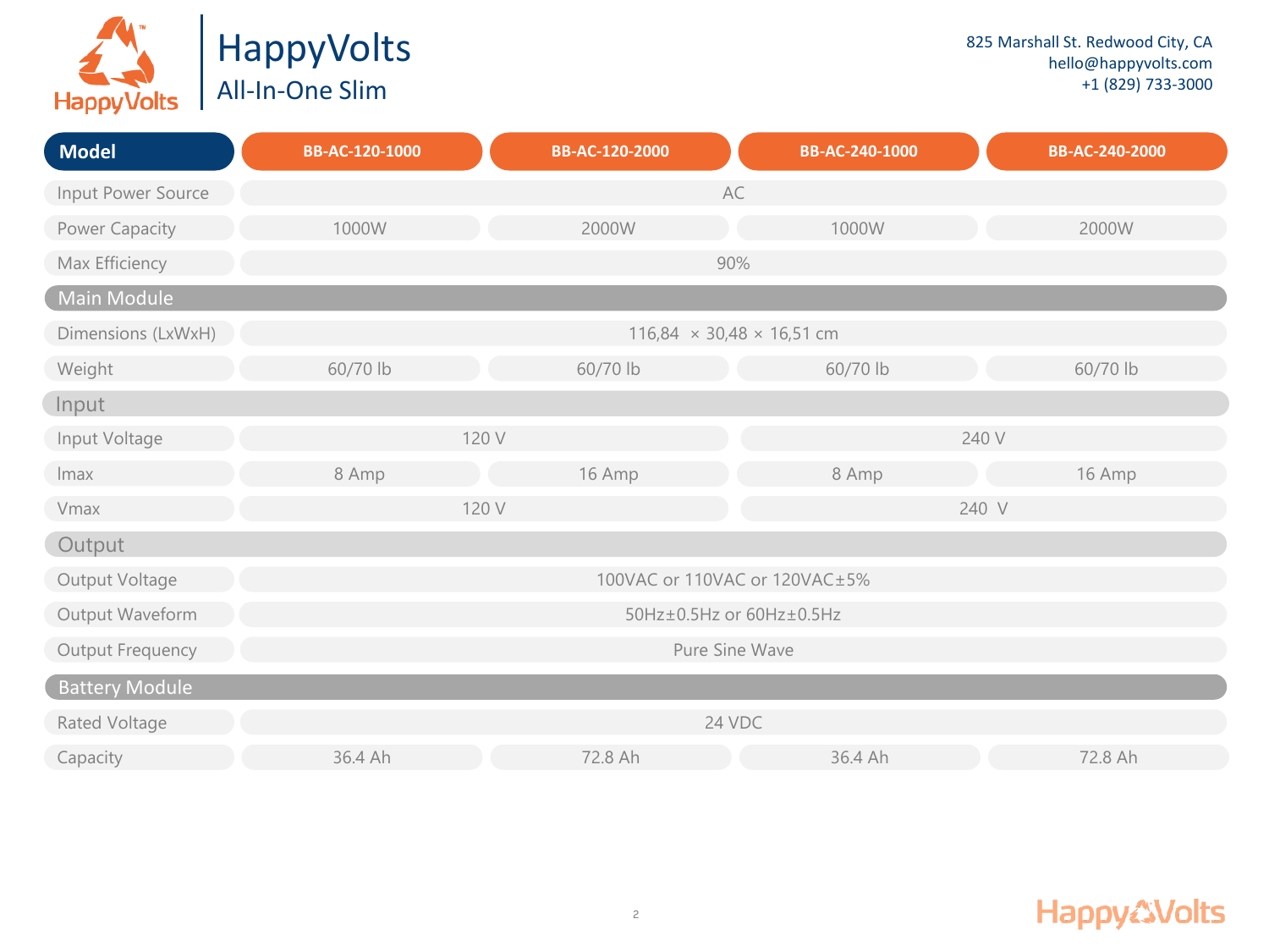# HappyVolts

## All-In-One Slim

825 Marshall St. Redwood City, CA
hello@happyvolts.com
+1 (829) 733-3000

| Model | BB-AC-120-1000 | BB-AC-120-2000 | BB-AC-240-1000 | BB-AC-240-2000 |
|---|---|---|---|---|
| Input Power Source | AC | | | |
| Power Capacity | 1000W | 2000W | 1000W | 2000W |
| Max Efficiency | 90% | | | |
| **Main Module** | | | | |
| Dimensions (LxWxH) | 116,84 × 30,48 × 16,51 cm | | | |
| Weight | 60/70 lb | 60/70 lb | 60/70 lb | 60/70 lb |
| **Input** | | | | |
| Input Voltage | 120 V | | 240 V | |
| Imax | 8 Amp | 16 Amp | 8 Amp | 16 Amp |
| Vmax | 120 V | | 240 V | |
| **Output** | | | | |
| Output Voltage | 100VAC or 110VAC or 120VAC±5% | | | |
| Output Waveform | 50Hz±0.5Hz or 60Hz±0.5Hz | | | |
| Output Frequency | Pure Sine Wave | | | |
| **Battery Module** | | | | |
| Rated Voltage | 24 VDC | | | |
| Capacity | 36.4 Ah | 72.8 Ah | 36.4 Ah | 72.8 Ah |